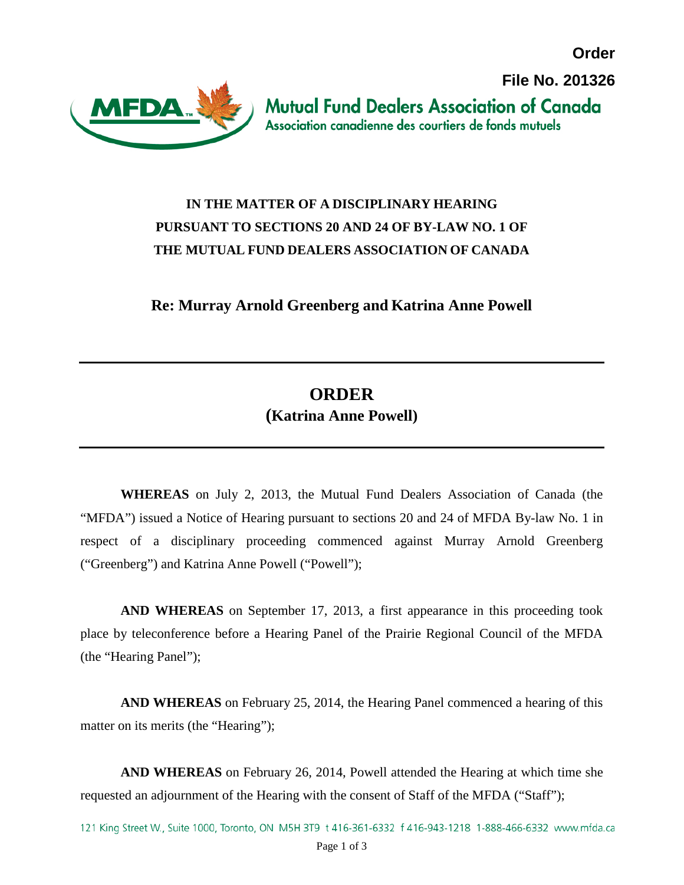**Order**

**File No. 201326**

Mutual Fund Dealers Association of Canada
Association canadienne des courtiers de fonds mutuels

**IN THE MATTER OF A DISCIPLINARY HEARING PURSUANT TO SECTIONS 20 AND 24 OF BY-LAW NO. 1 OF THE MUTUAL FUND DEALERS ASSOCIATION OF CANADA**

**Re: Murray Arnold Greenberg and Katrina Anne Powell**

---

# ORDER

## (Katrina Anne Powell)

---

**WHEREAS** on July 2, 2013, the Mutual Fund Dealers Association of Canada (the "MFDA") issued a Notice of Hearing pursuant to sections 20 and 24 of MFDA By-law No. 1 in respect of a disciplinary proceeding commenced against Murray Arnold Greenberg ("Greenberg") and Katrina Anne Powell ("Powell");

**AND WHEREAS** on September 17, 2013, a first appearance in this proceeding took place by teleconference before a Hearing Panel of the Prairie Regional Council of the MFDA (the "Hearing Panel");

**AND WHEREAS** on February 25, 2014, the Hearing Panel commenced a hearing of this matter on its merits (the "Hearing");

**AND WHEREAS** on February 26, 2014, Powell attended the Hearing at which time she requested an adjournment of the Hearing with the consent of Staff of the MFDA ("Staff");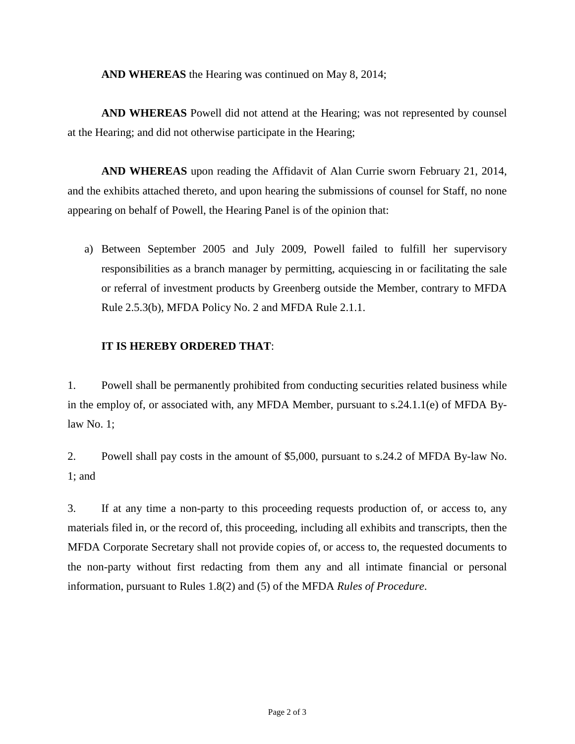**AND WHEREAS** the Hearing was continued on May 8, 2014;

**AND WHEREAS** Powell did not attend at the Hearing; was not represented by counsel at the Hearing; and did not otherwise participate in the Hearing;

**AND WHEREAS** upon reading the Affidavit of Alan Currie sworn February 21, 2014, and the exhibits attached thereto, and upon hearing the submissions of counsel for Staff, no none appearing on behalf of Powell, the Hearing Panel is of the opinion that:

a) Between September 2005 and July 2009, Powell failed to fulfill her supervisory responsibilities as a branch manager by permitting, acquiescing in or facilitating the sale or referral of investment products by Greenberg outside the Member, contrary to MFDA Rule 2.5.3(b), MFDA Policy No. 2 and MFDA Rule 2.1.1.

**IT IS HEREBY ORDERED THAT**:

1. Powell shall be permanently prohibited from conducting securities related business while in the employ of, or associated with, any MFDA Member, pursuant to s.24.1.1(e) of MFDA By-law No. 1;

2. Powell shall pay costs in the amount of $5,000, pursuant to s.24.2 of MFDA By-law No. 1; and

3. If at any time a non-party to this proceeding requests production of, or access to, any materials filed in, or the record of, this proceeding, including all exhibits and transcripts, then the MFDA Corporate Secretary shall not provide copies of, or access to, the requested documents to the non-party without first redacting from them any and all intimate financial or personal information, pursuant to Rules 1.8(2) and (5) of the MFDA *Rules of Procedure*.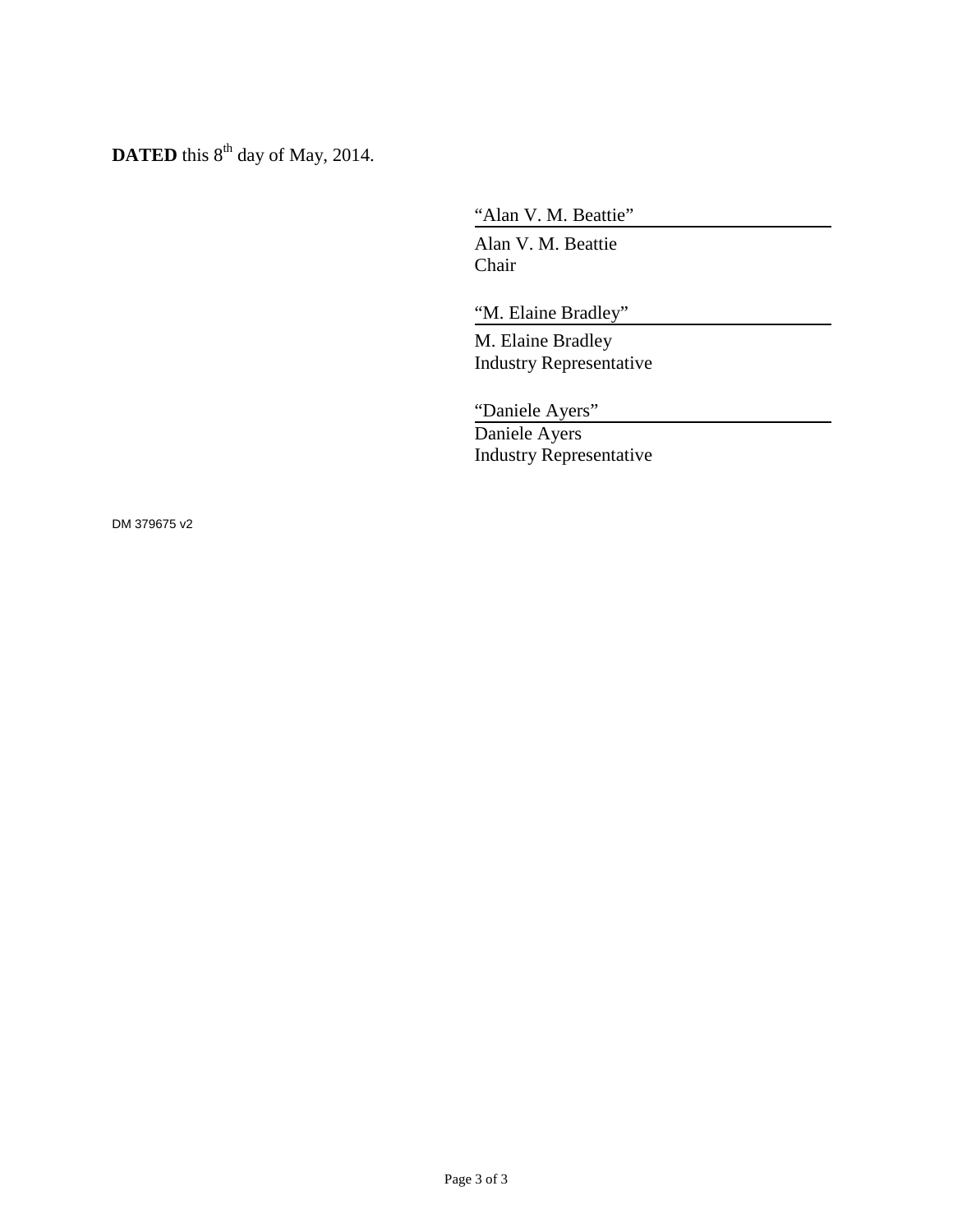**DATED** this 8th day of May, 2014.

"Alan V. M. Beattie"

Alan V. M. Beattie
Chair

"M. Elaine Bradley"

M. Elaine Bradley
Industry Representative

"Daniele Ayers"

Daniele Ayers
Industry Representative

DM 379675 v2